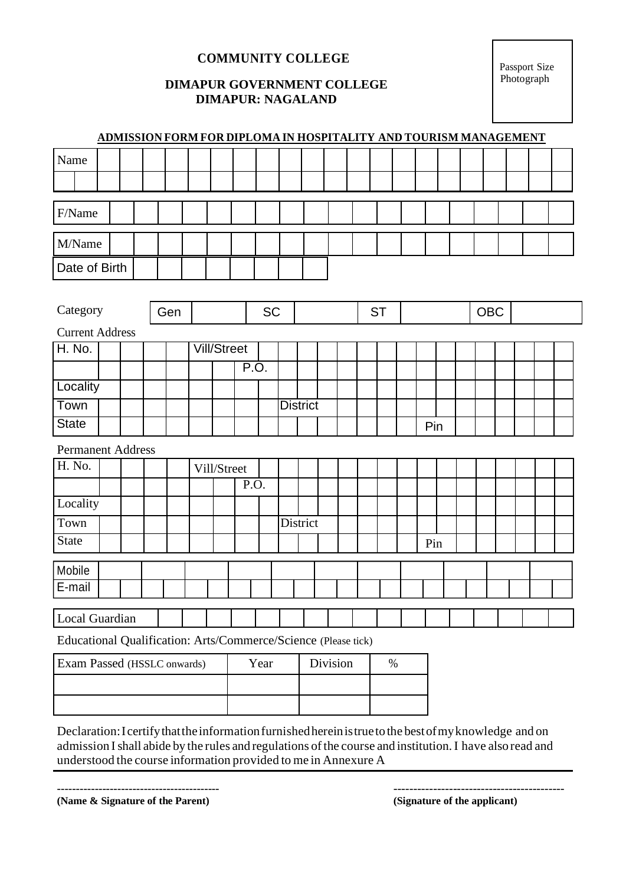# COMMUNITY COLLEGE

## DIMAPUR GOVERNMENT COLLEGE
## DIMAPUR: NAGALAND

Passport Size Photograph

### ADMISSION FORM FOR DIPLOMA IN HOSPITALITY AND TOURISM MANAGEMENT

| Name | | | | | | | | | | | | | | | | | | | | | |
|---|---|---|---|---|---|---|---|---|---|---|---|---|---|---|---|---|---|---|---|---|---|
| | | | | | | | | | | | | | | | | | | | | | |

| F/Name | | | | | | | | | | | | | | | | | | | |
|---|---|---|---|---|---|---|---|---|---|---|---|---|---|---|---|---|---|---|---|

| M/Name | | | | | | | | | | | | | | | | | | | |
|---|---|---|---|---|---|---|---|---|---|---|---|---|---|---|---|---|---|---|---|
| Date of Birth | | | | | | | | | | | | | | | | | | | |

| Category | Gen | | SC | | ST | | OBC | |
|---|---|---|---|---|---|---|---|---|

Current Address

| H. No. | | | | | Vill/Street | | | | | | | | | | | |
|---|---|---|---|---|---|---|---|---|---|---|---|---|---|---|---|---|
| | | | | | | P.O. | | | | | | | | | | |
| Locality | | | | | | | | | | | | | | | | |
| Town | | | | | | | District | | | | | | | | | |
| State | | | | | | | | | | | | Pin | | | | |

Permanent Address

| H. No. | | | | | Vill/Street | | | | | | | | | | | |
|---|---|---|---|---|---|---|---|---|---|---|---|---|---|---|---|---|
| | | | | | | P.O. | | | | | | | | | | |
| Locality | | | | | | | | | | | | | | | | |
| Town | | | | | | | District | | | | | | | | | |
| State | | | | | | | | | | | | Pin | | | | |

| Mobile | | | | | | | | | | | |
|---|---|---|---|---|---|---|---|---|---|---|---|
| E-mail | | | | | | | | | | | |

| Local Guardian | | | | | | | | | | | | | | | | | |
|---|---|---|---|---|---|---|---|---|---|---|---|---|---|---|---|---|---|

Educational Qualification: Arts/Commerce/Science (Please tick)

| Exam Passed (HSSLC onwards) | Year | Division | % |
|---|---|---|---|
| | | | |
| | | | |

Declaration: I certify that the information furnished herein is true to the best of my knowledge and on admission I shall abide by the rules and regulations of the course and institution. I have also read and understood the course information provided to me in Annexure A

-------------------------------------------- 
**(Name & Signature of the Parent)**

-------------------------------------------- 
**(Signature of the applicant)**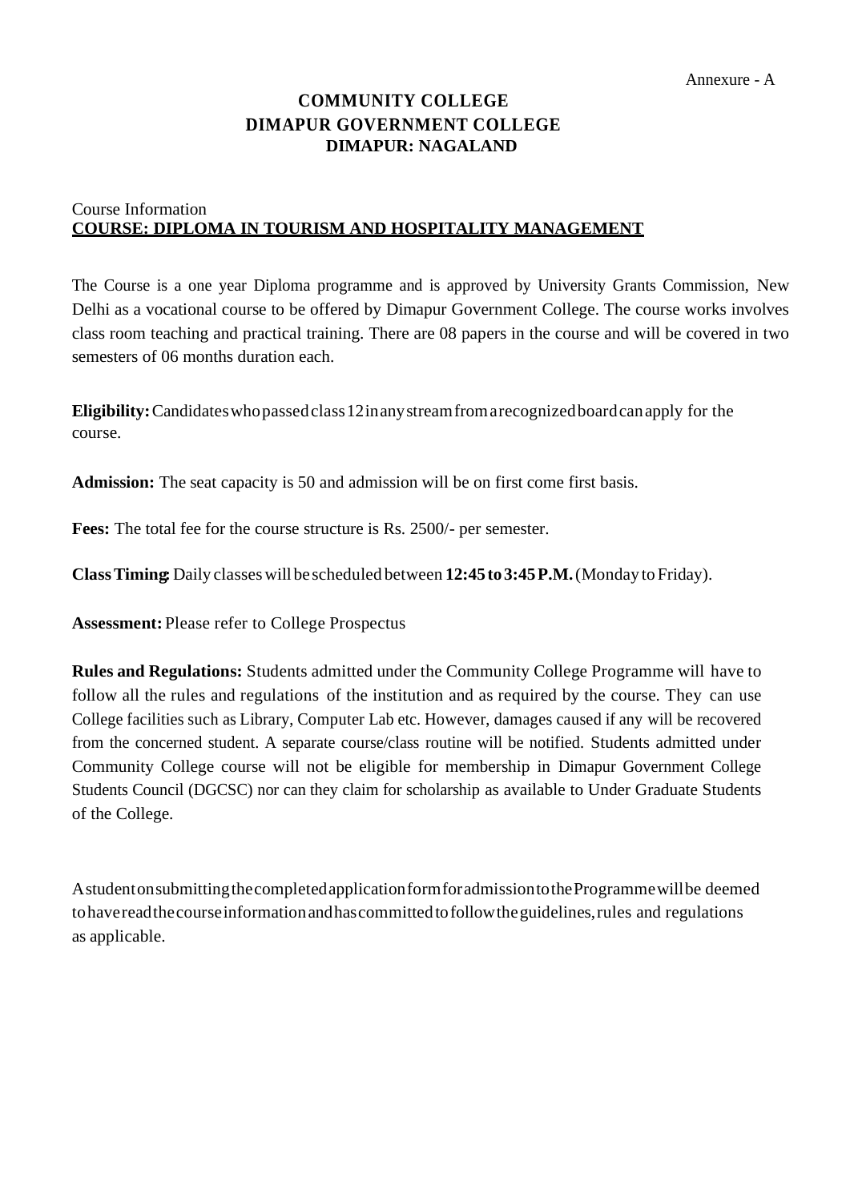Annexure - A

# COMMUNITY COLLEGE
# DIMAPUR GOVERNMENT COLLEGE
# DIMAPUR: NAGALAND

Course Information

**COURSE: DIPLOMA IN TOURISM AND HOSPITALITY MANAGEMENT**

The Course is a one year Diploma programme and is approved by University Grants Commission, New Delhi as a vocational course to be offered by Dimapur Government College. The course works involves class room teaching and practical training. There are 08 papers in the course and will be covered in two semesters of 06 months duration each.

**Eligibility:** Candidates who passed class 12 in any stream from a recognized board can apply for the course.

**Admission:** The seat capacity is 50 and admission will be on first come first basis.

**Fees:** The total fee for the course structure is Rs. 2500/- per semester.

**Class Timing:** Daily classes will be scheduled between **12:45 to 3:45 P.M.** (Monday to Friday).

**Assessment:** Please refer to College Prospectus

**Rules and Regulations:** Students admitted under the Community College Programme will have to follow all the rules and regulations of the institution and as required by the course. They can use College facilities such as Library, Computer Lab etc. However, damages caused if any will be recovered from the concerned student. A separate course/class routine will be notified. Students admitted under Community College course will not be eligible for membership in Dimapur Government College Students Council (DGCSC) nor can they claim for scholarship as available to Under Graduate Students of the College.

A student on submitting the completed application form for admission to the Programme will be deemed to have read the course information and has committed to follow the guidelines, rules and regulations as applicable.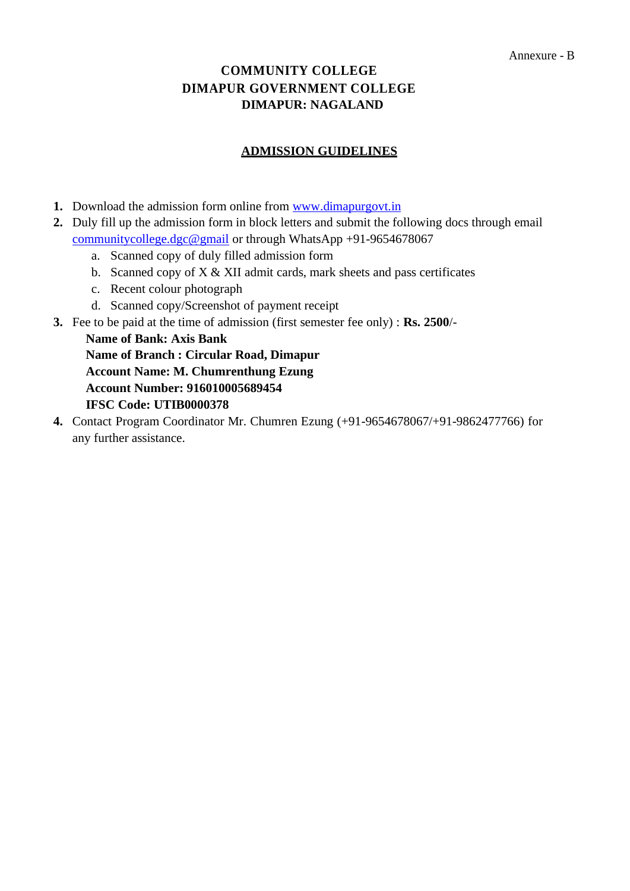Annexure - B

**COMMUNITY COLLEGE**
**DIMAPUR GOVERNMENT COLLEGE**
**DIMAPUR: NAGALAND**

## ADMISSION GUIDELINES

1. Download the admission form online from www.dimapurgovt.in
2. Duly fill up the admission form in block letters and submit the following docs through email communitycollege.dgc@gmail or through WhatsApp +91-9654678067
   a. Scanned copy of duly filled admission form
   b. Scanned copy of X & XII admit cards, mark sheets and pass certificates
   c. Recent colour photograph
   d. Scanned copy/Screenshot of payment receipt
3. Fee to be paid at the time of admission (first semester fee only) : **Rs. 2500**/-
   **Name of Bank: Axis Bank**
   **Name of Branch : Circular Road, Dimapur**
   **Account Name: M. Chumrenthung Ezung**
   **Account Number: 916010005689454**
   **IFSC Code: UTIB0000378**
4. Contact Program Coordinator Mr. Chumren Ezung (+91-9654678067/+91-9862477766) for any further assistance.